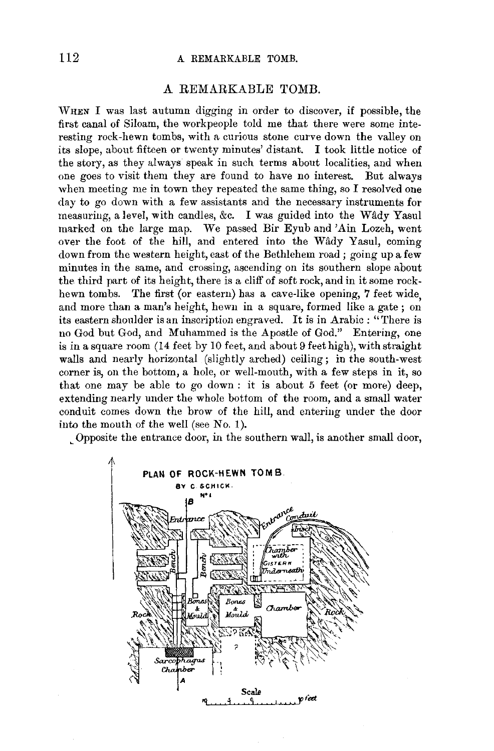# A REMARKABLE TOMB.

When I was last autumn digging in order to discover, if possible, the first canal of Siloam, the workpeople told me that there were some interesting rock-hewn tombs, with a curious stone curve down the valley on its slope, about fifteen or twenty minutes' distant. I took little notice of the story, as they always speak in such terms about localities, and when one goes to visit them they are found to have no interest. But always when meeting me in town they repeated the same thing, so I resolved one day to go down with a few assistants and the necessary instruments for measuring, a level, with candles, &c. I was guided into the Wâdy Yasul marked on the large map. We passed Bir Eyub and 'Ain Lozeh, went over the foot of the hill, and entered into the Wâdy Yasul, coming down from the western height, east of the Bethlehem road; going up a few minutes in the same, and crossing, ascending on its southern slope about the third part of its height, there is a cliff of soft rock, and in it some rock-hewn tombs. The first (or eastern) has a cave-like opening, 7 feet wide, and more than a man's height, hewn in a square, formed like a gate; on its eastern shoulder is an inscription engraved. It is in Arabic: "There is no God but God, and Muhammed is the Apostle of God." Entering, one is in a square room (14 feet by 10 feet, and about 9 feet high), with straight walls and nearly horizontal (slightly arched) ceiling; in the south-west corner is, on the bottom, a hole, or well-mouth, with a few steps in it, so that one may be able to go down: it is about 5 feet (or more) deep, extending nearly under the whole bottom of the room, and a small water conduit comes down the brow of the hill, and entering under the door into the mouth of the well (see No. 1).

Opposite the entrance door, in the southern wall, is another small door,

PLAN OF ROCK-HEWN TOMB BY C. SCHICK. No. 1

Entrance — Entrance — Conduit — Bench — Bench — Chamber with Cistern Underneath — Bones & Mould — Bones & Mould — Chamber — Rock — Rock — Sarcophagus Chamber — A — B

Scale 0 5 10 feet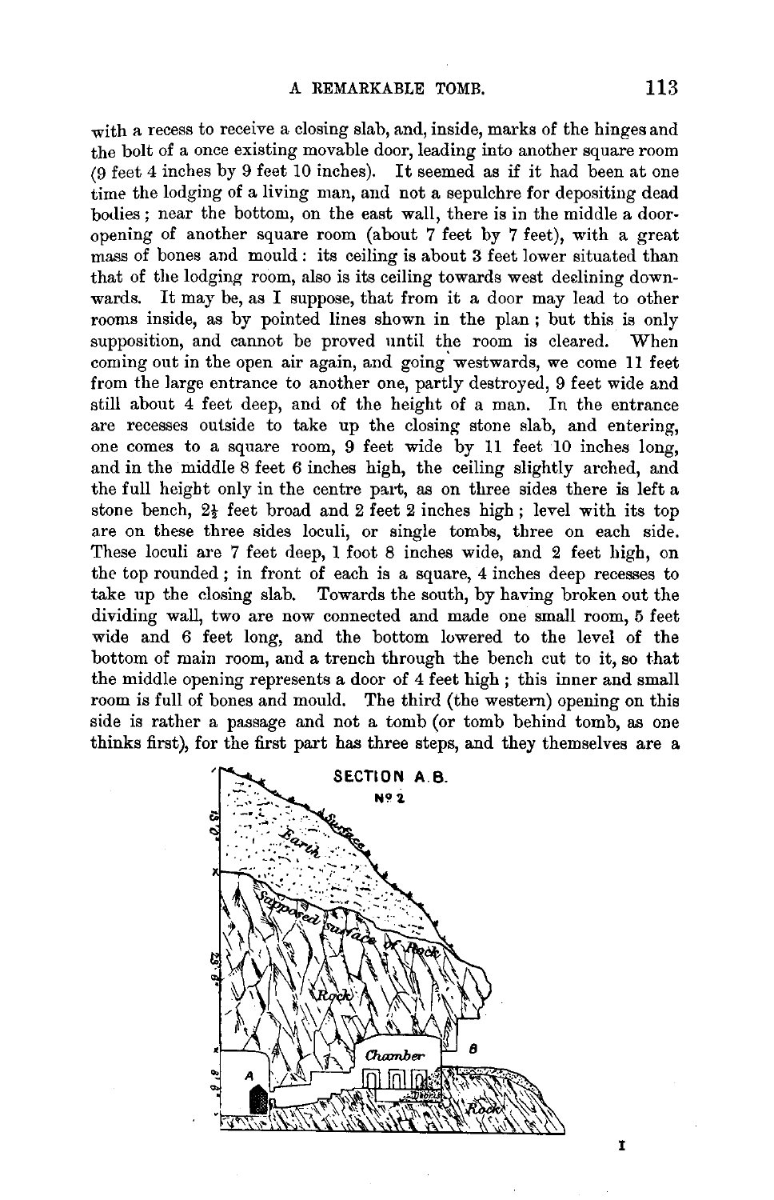with a recess to receive a closing slab, and, inside, marks of the hinges and the bolt of a once existing movable door, leading into another square room (9 feet 4 inches by 9 feet 10 inches). It seemed as if it had been at one time the lodging of a living man, and not a sepulchre for depositing dead bodies; near the bottom, on the east wall, there is in the middle a door-opening of another square room (about 7 feet by 7 feet), with a great mass of bones and mould: its ceiling is about 3 feet lower situated than that of the lodging room, also is its ceiling towards west declining downwards. It may be, as I suppose, that from it a door may lead to other rooms inside, as by pointed lines shown in the plan; but this is only supposition, and cannot be proved until the room is cleared. When coming out in the open air again, and going westwards, we come 11 feet from the large entrance to another one, partly destroyed, 9 feet wide and still about 4 feet deep, and of the height of a man. In the entrance are recesses outside to take up the closing stone slab, and entering, one comes to a square room, 9 feet wide by 11 feet 10 inches long, and in the middle 8 feet 6 inches high, the ceiling slightly arched, and the full height only in the centre part, as on three sides there is left a stone bench, 2½ feet broad and 2 feet 2 inches high; level with its top are on these three sides loculi, or single tombs, three on each side. These loculi are 7 feet deep, 1 foot 8 inches wide, and 2 feet high, on the top rounded; in front of each is a square, 4 inches deep recesses to take up the closing slab. Towards the south, by having broken out the dividing wall, two are now connected and made one small room, 5 feet wide and 6 feet long, and the bottom lowered to the level of the bottom of main room, and a trench through the bench cut to it, so that the middle opening represents a door of 4 feet high; this inner and small room is full of bones and mould. The third (the western) opening on this side is rather a passage and not a tomb (or tomb behind tomb, as one thinks first), for the first part has three steps, and they themselves are a

SECTION A.B.
No 2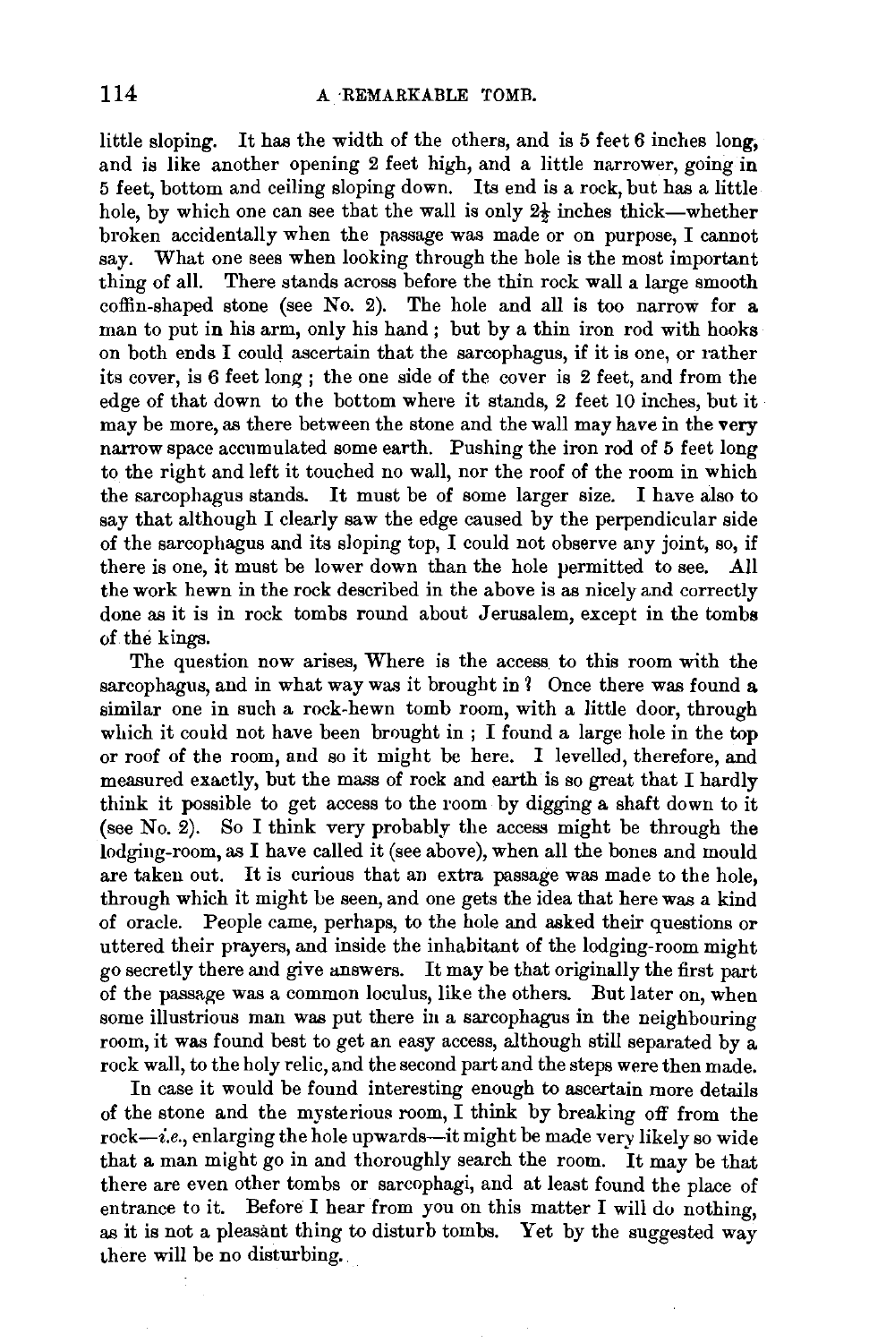little sloping. It has the width of the others, and is 5 feet 6 inches long, and is like another opening 2 feet high, and a little narrower, going in 5 feet, bottom and ceiling sloping down. Its end is a rock, but has a little hole, by which one can see that the wall is only $2\frac{1}{2}$ inches thick—whether broken accidentally when the passage was made or on purpose, I cannot say. What one sees when looking through the hole is the most important thing of all. There stands across before the thin rock wall a large smooth coffin-shaped stone (see No. 2). The hole and all is too narrow for a man to put in his arm, only his hand; but by a thin iron rod with hooks on both ends I could ascertain that the sarcophagus, if it is one, or rather its cover, is 6 feet long; the one side of the cover is 2 feet, and from the edge of that down to the bottom where it stands, 2 feet 10 inches, but it may be more, as there between the stone and the wall may have in the very narrow space accumulated some earth. Pushing the iron rod of 5 feet long to the right and left it touched no wall, nor the roof of the room in which the sarcophagus stands. It must be of some larger size. I have also to say that although I clearly saw the edge caused by the perpendicular side of the sarcophagus and its sloping top, I could not observe any joint, so, if there is one, it must be lower down than the hole permitted to see. All the work hewn in the rock described in the above is as nicely and correctly done as it is in rock tombs round about Jerusalem, except in the tombs of the kings.

The question now arises, Where is the access to this room with the sarcophagus, and in what way was it brought in? Once there was found a similar one in such a rock-hewn tomb room, with a little door, through which it could not have been brought in; I found a large hole in the top or roof of the room, and so it might be here. I levelled, therefore, and measured exactly, but the mass of rock and earth is so great that I hardly think it possible to get access to the room by digging a shaft down to it (see No. 2). So I think very probably the access might be through the lodging-room, as I have called it (see above), when all the bones and mould are taken out. It is curious that an extra passage was made to the hole, through which it might be seen, and one gets the idea that here was a kind of oracle. People came, perhaps, to the hole and asked their questions or uttered their prayers, and inside the inhabitant of the lodging-room might go secretly there and give answers. It may be that originally the first part of the passage was a common loculus, like the others. But later on, when some illustrious man was put there in a sarcophagus in the neighbouring room, it was found best to get an easy access, although still separated by a rock wall, to the holy relic, and the second part and the steps were then made.

In case it would be found interesting enough to ascertain more details of the stone and the mysterious room, I think by breaking off from the rock—*i.e.*, enlarging the hole upwards—it might be made very likely so wide that a man might go in and thoroughly search the room. It may be that there are even other tombs or sarcophagi, and at least found the place of entrance to it. Before I hear from you on this matter I will do nothing, as it is not a pleasant thing to disturb tombs. Yet by the suggested way there will be no disturbing.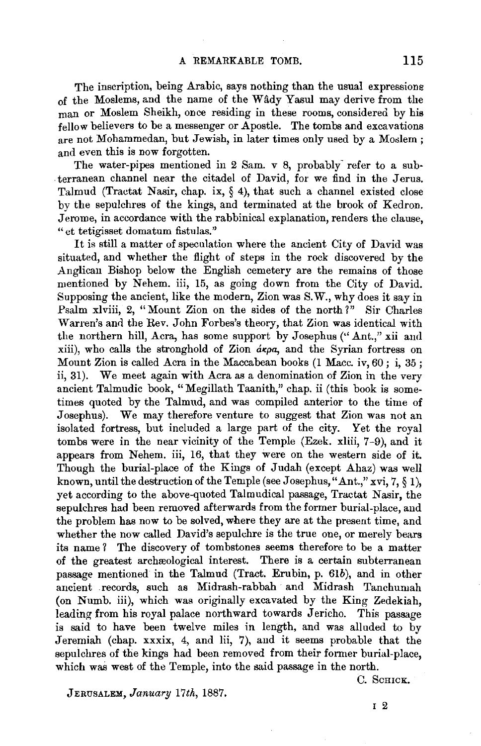The inscription, being Arabic, says nothing than the usual expressions of the Moslems, and the name of the Wâdy Yasul may derive from the man or Moslem Sheikh, once residing in these rooms, considered by his fellow believers to be a messenger or Apostle. The tombs and excavations are not Mohammedan, but Jewish, in later times only used by a Moslem; and even this is now forgotten.

The water-pipes mentioned in 2 Sam. v 8, probably refer to a subterranean channel near the citadel of David, for we find in the Jerus. Talmud (Tractat Nasir, chap. ix, § 4), that such a channel existed close by the sepulchres of the kings, and terminated at the brook of Kedron. Jerome, in accordance with the rabbinical explanation, renders the clause, "et tetigisset domatum fistulas."

It is still a matter of speculation where the ancient City of David was situated, and whether the flight of steps in the rock discovered by the Anglican Bishop below the English cemetery are the remains of those mentioned by Nehem. iii, 15, as going down from the City of David. Supposing the ancient, like the modern, Zion was S.W., why does it say in Psalm xlviii, 2, "Mount Zion on the sides of the north?" Sir Charles Warren's and the Rev. John Forbes's theory, that Zion was identical with the northern hill, Acra, has some support by Josephus ("Ant.," xii and xiii), who calls the stronghold of Zion ἄκρα, and the Syrian fortress on Mount Zion is called Acra in the Maccabean books (1 Macc. iv, 60; i, 35; ii, 31). We meet again with Acra as a denomination of Zion in the very ancient Talmudic book, "Megillath Taanith," chap. ii (this book is sometimes quoted by the Talmud, and was compiled anterior to the time of Josephus). We may therefore venture to suggest that Zion was not an isolated fortress, but included a large part of the city. Yet the royal tombs were in the near vicinity of the Temple (Ezek. xliii, 7–9), and it appears from Nehem. iii, 16, that they were on the western side of it. Though the burial-place of the Kings of Judah (except Ahaz) was well known, until the destruction of the Temple (see Josephus, "Ant.," xvi, 7, § 1), yet according to the above-quoted Talmudical passage, Tractat Nasir, the sepulchres had been removed afterwards from the former burial-place, and the problem has now to be solved, where they are at the present time, and whether the now called David's sepulchre is the true one, or merely bears its name? The discovery of tombstones seems therefore to be a matter of the greatest archæological interest. There is a certain subterranean passage mentioned in the Talmud (Tract. Erubin, p. 61*b*), and in other ancient records, such as Midrash-rabbah and Midrash Tanchumah (on Numb. iii), which was originally excavated by the King Zedekiah, leading from his royal palace northward towards Jericho. This passage is said to have been twelve miles in length, and was alluded to by Jeremiah (chap. xxxix, 4, and lii, 7), and it seems probable that the sepulchres of the kings had been removed from their former burial-place, which was west of the Temple, into the said passage in the north.

C. Schick.

Jerusalem, *January 17th*, 1887.